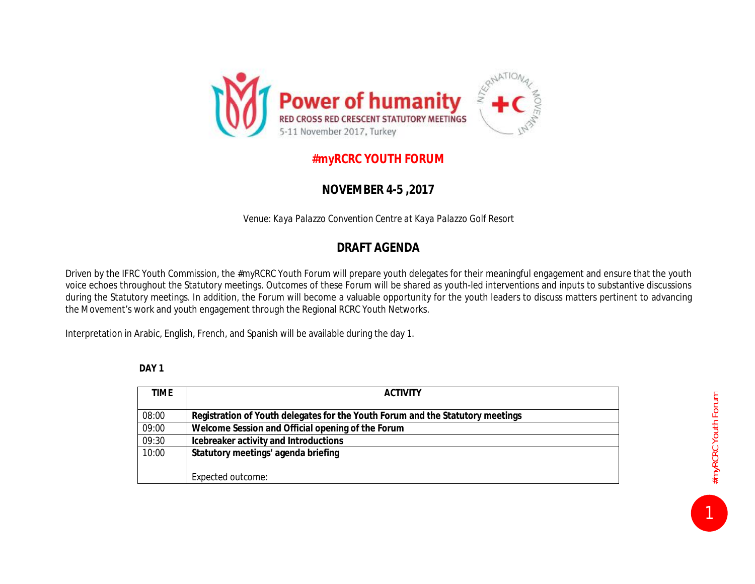**Power of humanity**
RED CROSS RED CRESCENT STATUTORY MEETINGS
5-11 November 2017, Turkey

# #myRCRC YOUTH FORUM

## NOVEMBER 4-5 ,2017

*Venue: Kaya Palazzo Convention Centre at Kaya Palazzo Golf Resort*

## DRAFT AGENDA

Driven by the IFRC Youth Commission, the #myRCRC Youth Forum will prepare youth delegates for their meaningful engagement and ensure that the youth voice echoes throughout the Statutory meetings. Outcomes of these Forum will be shared as youth-led interventions and inputs to substantive discussions during the Statutory meetings. In addition, the Forum will become a valuable opportunity for the youth leaders to discuss matters pertinent to advancing the Movement's work and youth engagement through the Regional RCRC Youth Networks.

Interpretation in Arabic, English, French, and Spanish will be available during the day 1.

**DAY 1**

| TIME | ACTIVITY |
|---|---|
| 08:00 | **Registration of Youth delegates for the Youth Forum and the Statutory meetings** |
| 09:00 | **Welcome Session and Official opening of the Forum** |
| 09:30 | **Icebreaker activity and Introductions** |
| 10:00 | **Statutory meetings' agenda briefing**<br><br>Expected outcome: |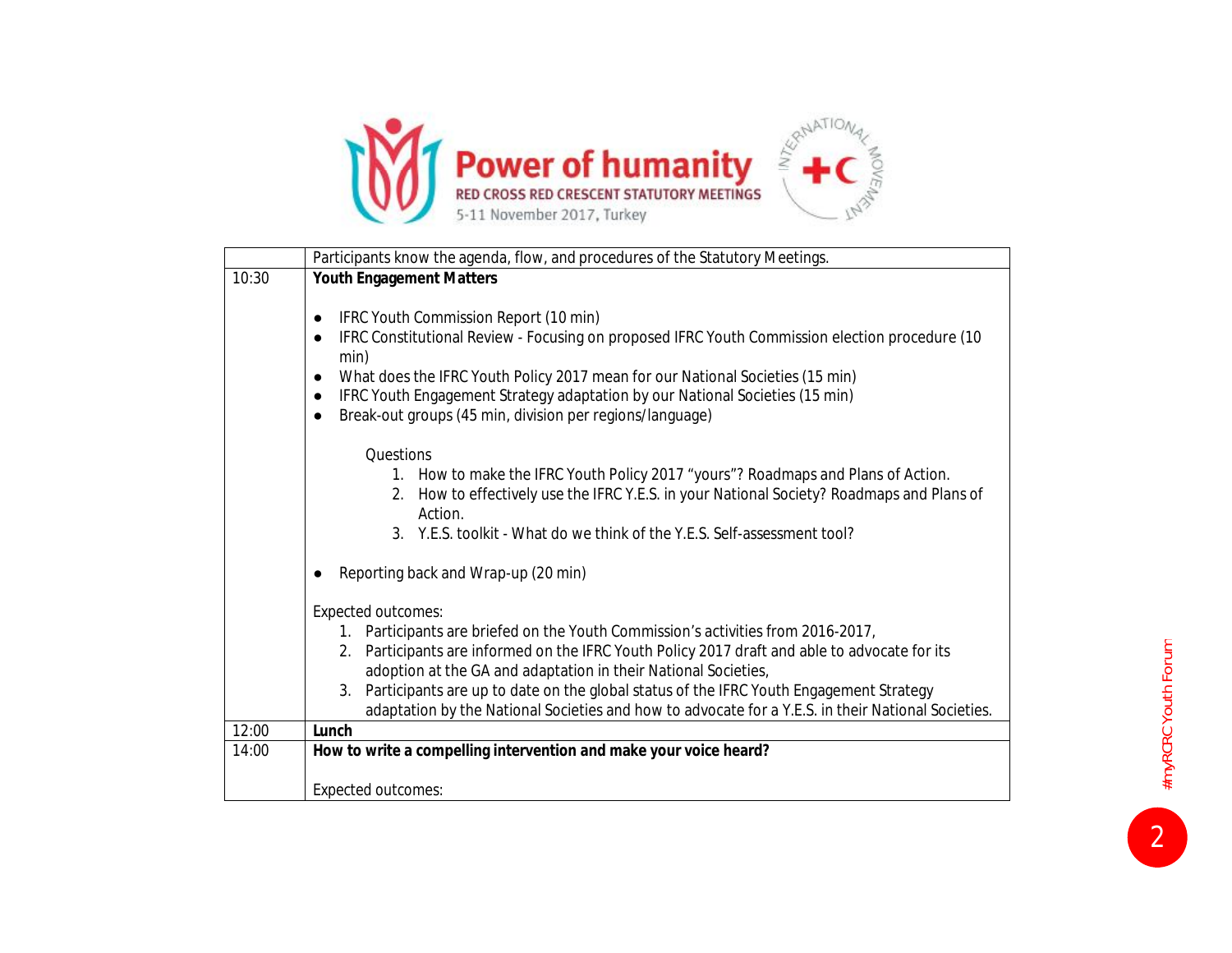| | Participants know the agenda, flow, and procedures of the Statutory Meetings. |
|---|---|
| 10:30 | **Youth Engagement Matters**<br><br>● IFRC Youth Commission Report (10 min)<br>● IFRC Constitutional Review - Focusing on proposed IFRC Youth Commission election procedure (10 min)<br>● What does the IFRC Youth Policy 2017 mean for our National Societies (15 min)<br>● IFRC Youth Engagement Strategy adaptation by our National Societies (15 min)<br>● Break-out groups (45 min, division per regions/language)<br><br>Questions<br>1. How to make the IFRC Youth Policy 2017 "yours"? Roadmaps and Plans of Action.<br>2. How to effectively use the IFRC Y.E.S. in your National Society? Roadmaps and Plans of Action.<br>3. Y.E.S. toolkit - What do we think of the Y.E.S. Self-assessment tool?<br><br>● Reporting back and Wrap-up (20 min)<br><br>Expected outcomes:<br>1. Participants are briefed on the Youth Commission's activities from 2016-2017,<br>2. Participants are informed on the IFRC Youth Policy 2017 draft and able to advocate for its adoption at the GA and adaptation in their National Societies,<br>3. Participants are up to date on the global status of the IFRC Youth Engagement Strategy adaptation by the National Societies and how to advocate for a Y.E.S. in their National Societies. |
| 12:00 | **Lunch** |
| 14:00 | **How to write a compelling intervention and make your voice heard?**<br><br>Expected outcomes: |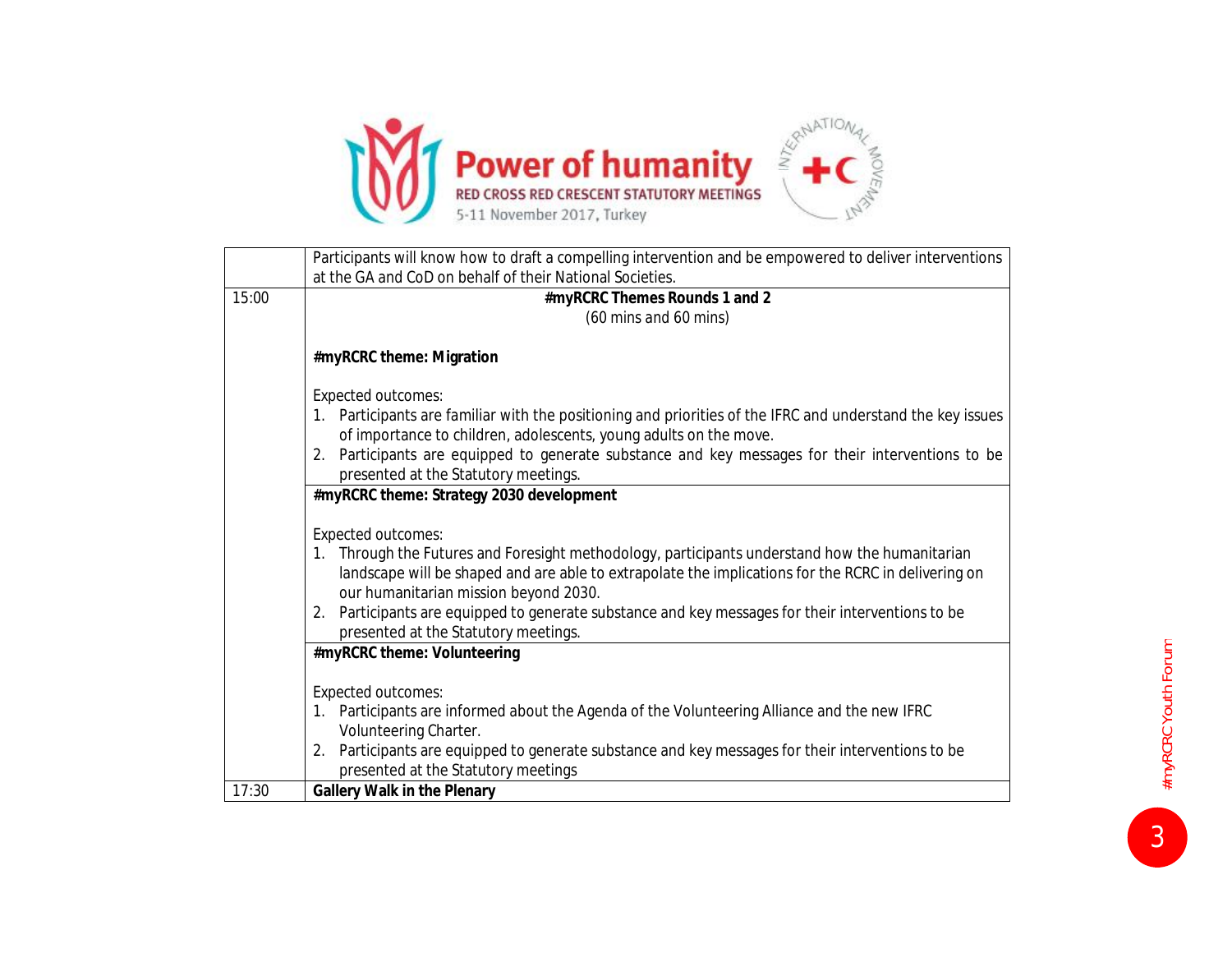| | |
|---|---|
| | Participants will know how to draft a compelling intervention and be empowered to deliver interventions at the GA and CoD on behalf of their National Societies. |
| 15:00 | **#myRCRC Themes Rounds 1 and 2** (60 mins and 60 mins)<br><br>**#myRCRC theme: Migration**<br><br>Expected outcomes:<br>1. Participants are familiar with the positioning and priorities of the IFRC and understand the key issues of importance to children, adolescents, young adults on the move.<br>2. Participants are equipped to generate substance and key messages for their interventions to be presented at the Statutory meetings. |
| | **#myRCRC theme: Strategy 2030 development**<br><br>Expected outcomes:<br>1. Through the Futures and Foresight methodology, participants understand how the humanitarian landscape will be shaped and are able to extrapolate the implications for the RCRC in delivering on our humanitarian mission beyond 2030.<br>2. Participants are equipped to generate substance and key messages for their interventions to be presented at the Statutory meetings. |
| | **#myRCRC theme: Volunteering**<br><br>Expected outcomes:<br>1. Participants are informed about the Agenda of the Volunteering Alliance and the new IFRC Volunteering Charter.<br>2. Participants are equipped to generate substance and key messages for their interventions to be presented at the Statutory meetings |
| 17:30 | **Gallery Walk in the Plenary** |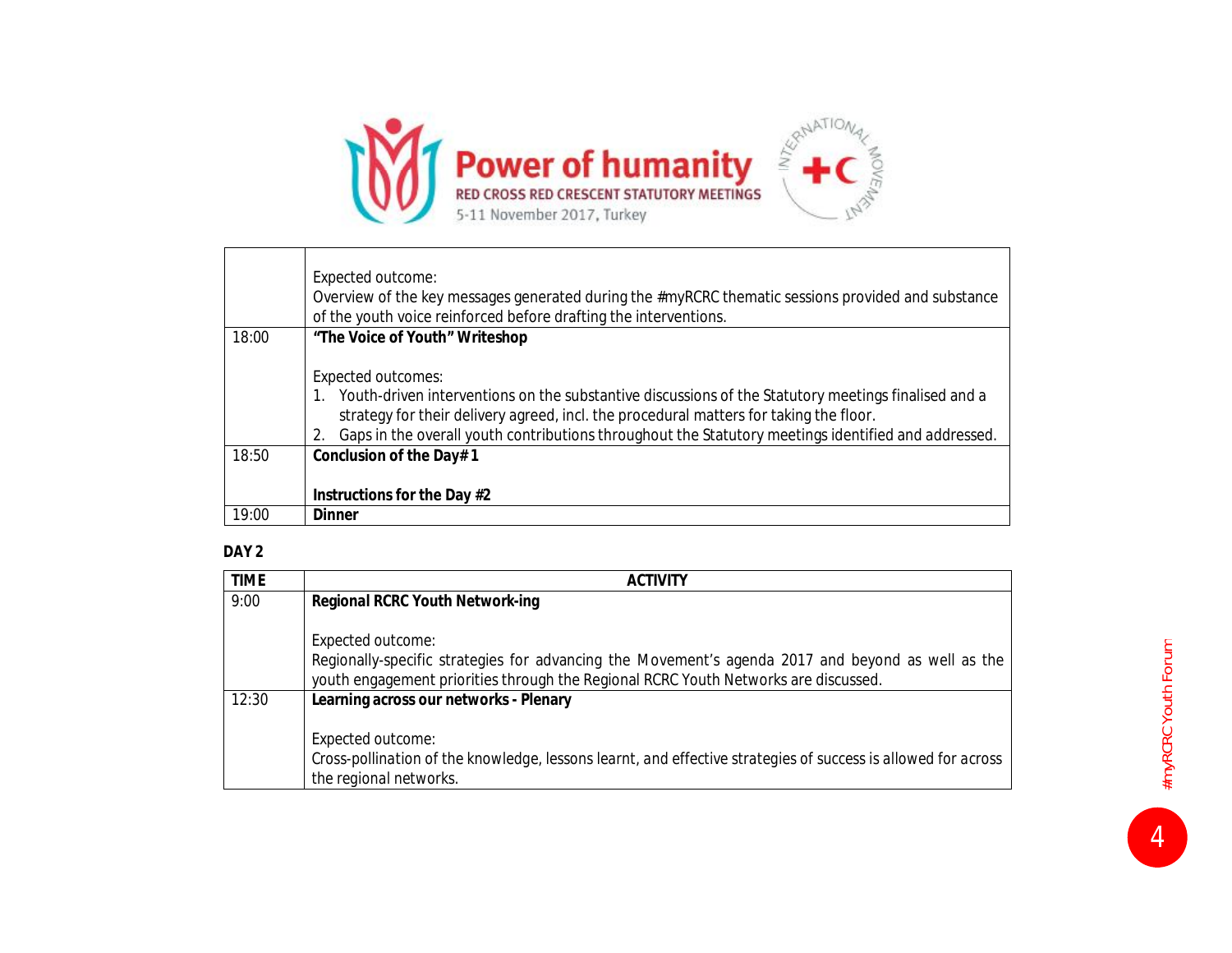| | |
|---|---|
| | Expected outcome:<br>Overview of the key messages generated during the #myRCRC thematic sessions provided and substance of the youth voice reinforced before drafting the interventions. |
| 18:00 | **"The Voice of Youth" Writeshop**<br><br>Expected outcomes:<br>1. Youth-driven interventions on the substantive discussions of the Statutory meetings finalised and a strategy for their delivery agreed, incl. the procedural matters for taking the floor.<br>2. Gaps in the overall youth contributions throughout the Statutory meetings identified and addressed. |
| 18:50 | **Conclusion of the Day# 1**<br><br>**Instructions for the Day #2** |
| 19:00 | **Dinner** |

**DAY 2**

| TIME | ACTIVITY |
|---|---|
| 9:00 | **Regional RCRC Youth Network-ing**<br><br>Expected outcome:<br>Regionally-specific strategies for advancing the Movement's agenda 2017 and beyond as well as the youth engagement priorities through the Regional RCRC Youth Networks are discussed. |
| 12:30 | **Learning across our networks - Plenary**<br><br>Expected outcome:<br>Cross-pollination of the knowledge, lessons learnt, and effective strategies of success is allowed for across the regional networks. |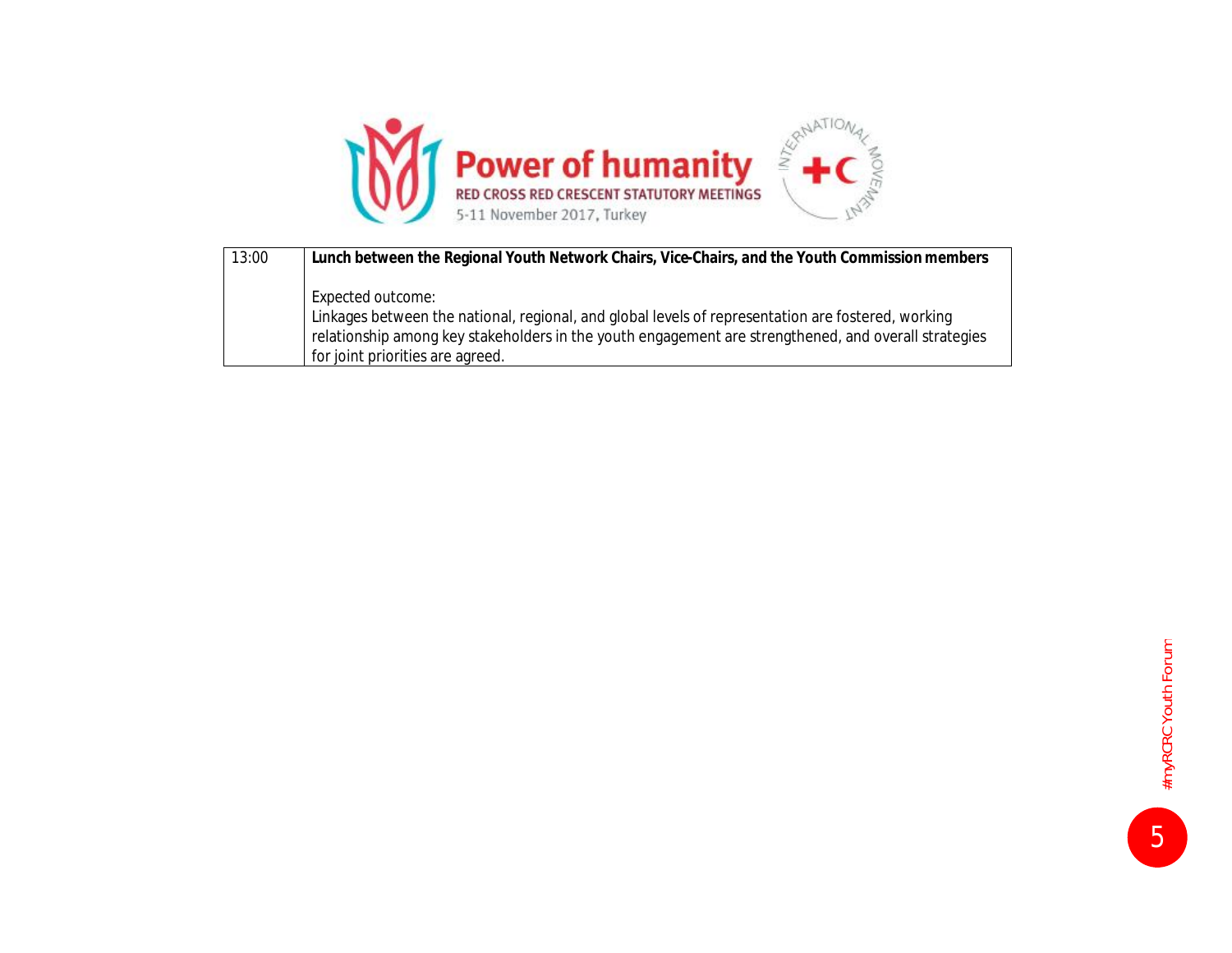| | |
|---|---|
| 13:00 | **Lunch between the Regional Youth Network Chairs, Vice-Chairs, and the Youth Commission members**<br><br>Expected outcome:<br>Linkages between the national, regional, and global levels of representation are fostered, working relationship among key stakeholders in the youth engagement are strengthened, and overall strategies for joint priorities are agreed. |